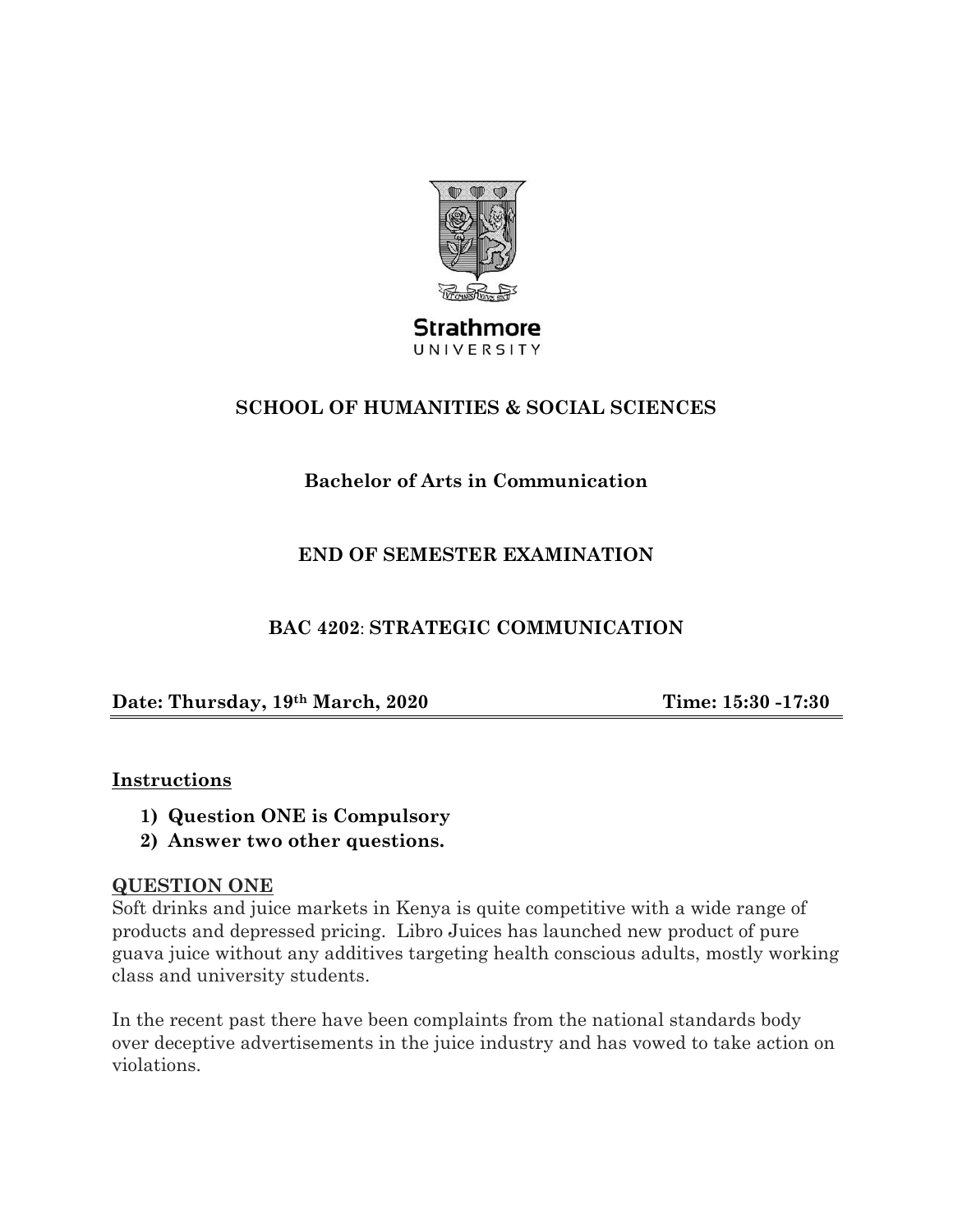Strathmore
UNIVERSITY

# SCHOOL OF HUMANITIES & SOCIAL SCIENCES

## Bachelor of Arts in Communication

## END OF SEMESTER EXAMINATION

## BAC 4202: STRATEGIC COMMUNICATION

**Date: Thursday, 19th March, 2020** **Time: 15:30 -17:30**

**Instructions**

1) **Question ONE is Compulsory**
2) **Answer two other questions.**

**QUESTION ONE**

Soft drinks and juice markets in Kenya is quite competitive with a wide range of products and depressed pricing. Libro Juices has launched new product of pure guava juice without any additives targeting health conscious adults, mostly working class and university students.

In the recent past there have been complaints from the national standards body over deceptive advertisements in the juice industry and has vowed to take action on violations.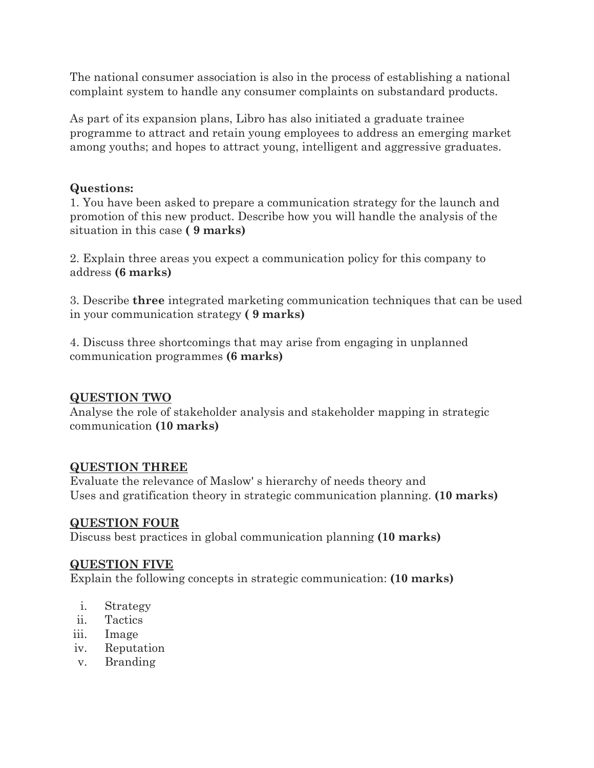The national consumer association is also in the process of establishing a national complaint system to handle any consumer complaints on substandard products.

As part of its expansion plans, Libro has also initiated a graduate trainee programme to attract and retain young employees to address an emerging market among youths; and hopes to attract young, intelligent and aggressive graduates.

**Questions:**

1. You have been asked to prepare a communication strategy for the launch and promotion of this new product. Describe how you will handle the analysis of the situation in this case **( 9 marks)**

2. Explain three areas you expect a communication policy for this company to address **(6 marks)**

3. Describe **three** integrated marketing communication techniques that can be used in your communication strategy **( 9 marks)**

4. Discuss three shortcomings that may arise from engaging in unplanned communication programmes **(6 marks)**

## QUESTION TWO

Analyse the role of stakeholder analysis and stakeholder mapping in strategic communication **(10 marks)**

## QUESTION THREE

Evaluate the relevance of Maslow' s hierarchy of needs theory and Uses and gratification theory in strategic communication planning. **(10 marks)**

## QUESTION FOUR

Discuss best practices in global communication planning **(10 marks)**

## QUESTION FIVE

Explain the following concepts in strategic communication: **(10 marks)**

i. Strategy
ii. Tactics
iii. Image
iv. Reputation
v. Branding